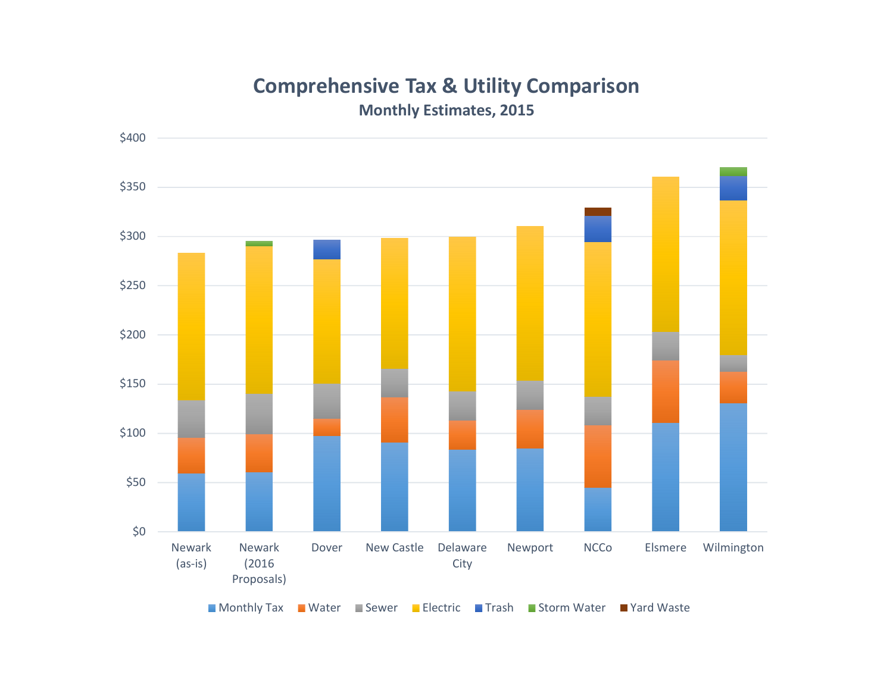# Comprehensive Tax & Utility Comparison

## Monthly Estimates, 2015

$400
$350
$300
$250
$200
$150
$100
$50
$0

Newark (as-is)
Newark (2016 Proposals)
Dover
New Castle
Delaware City
Newport
NCCo
Elsmere
Wilmington

Monthly Tax
Water
Sewer
Electric
Trash
Storm Water
Yard Waste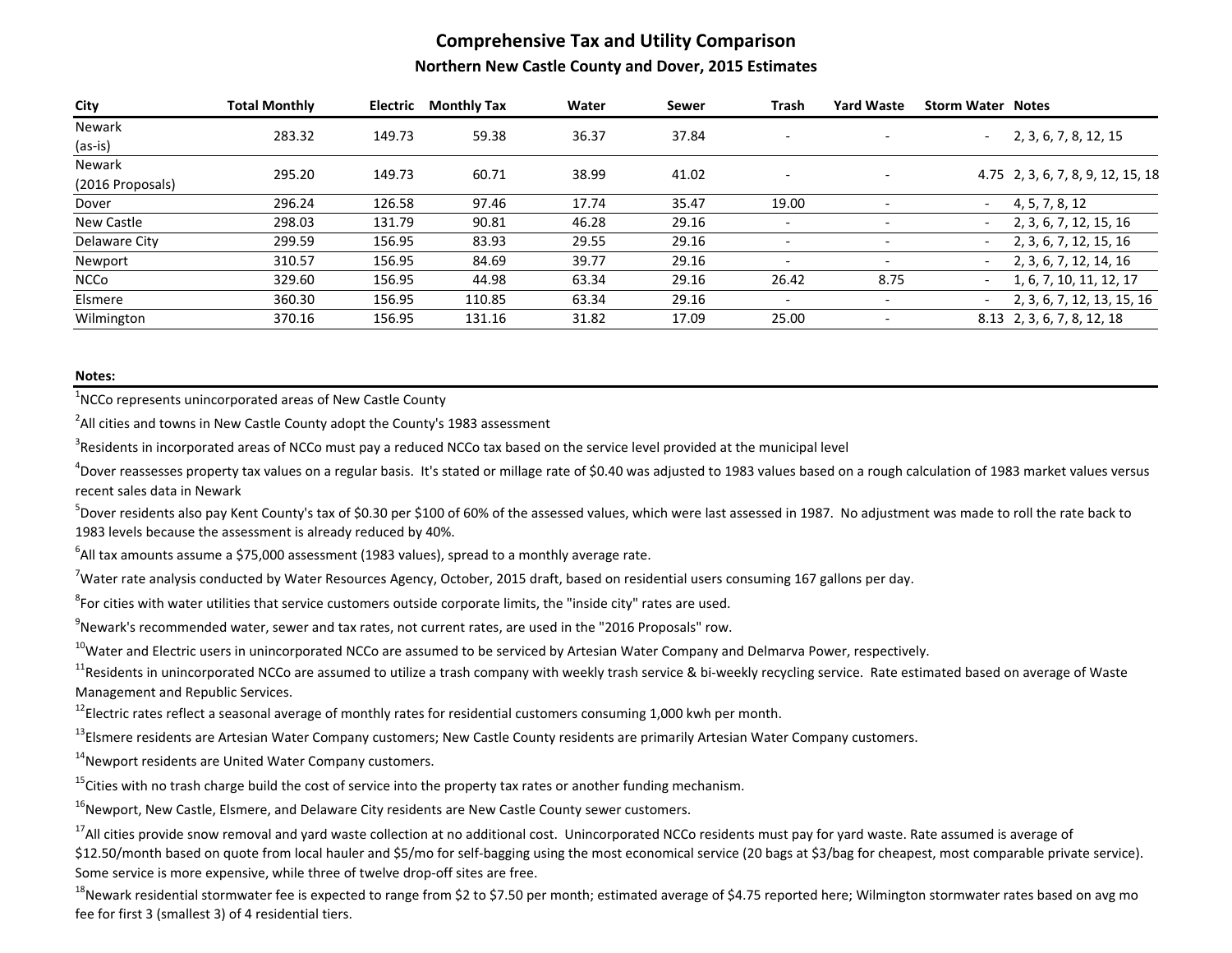## Comprehensive Tax and Utility Comparison

### Northern New Castle County and Dover, 2015 Estimates

| City | Total Monthly | Electric | Monthly Tax | Water | Sewer | Trash | Yard Waste | Storm Water | Notes |
|---|---|---|---|---|---|---|---|---|---|
| Newark (as-is) | 283.32 | 149.73 | 59.38 | 36.37 | 37.84 | - | - | - | 2, 3, 6, 7, 8, 12, 15 |
| Newark (2016 Proposals) | 295.20 | 149.73 | 60.71 | 38.99 | 41.02 | - | - | 4.75 | 2, 3, 6, 7, 8, 9, 12, 15, 18 |
| Dover | 296.24 | 126.58 | 97.46 | 17.74 | 35.47 | 19.00 | - | - | 4, 5, 7, 8, 12 |
| New Castle | 298.03 | 131.79 | 90.81 | 46.28 | 29.16 | - | - | - | 2, 3, 6, 7, 12, 15, 16 |
| Delaware City | 299.59 | 156.95 | 83.93 | 29.55 | 29.16 | - | - | - | 2, 3, 6, 7, 12, 15, 16 |
| Newport | 310.57 | 156.95 | 84.69 | 39.77 | 29.16 | - | - | - | 2, 3, 6, 7, 12, 14, 16 |
| NCCo | 329.60 | 156.95 | 44.98 | 63.34 | 29.16 | 26.42 | 8.75 | - | 1, 6, 7, 10, 11, 12, 17 |
| Elsmere | 360.30 | 156.95 | 110.85 | 63.34 | 29.16 | - | - | - | 2, 3, 6, 7, 12, 13, 15, 16 |
| Wilmington | 370.16 | 156.95 | 131.16 | 31.82 | 17.09 | 25.00 | - | 8.13 | 2, 3, 6, 7, 8, 12, 18 |

**Notes:**

[1]NCCo represents unincorporated areas of New Castle County

[2]All cities and towns in New Castle County adopt the County's 1983 assessment

[3]Residents in incorporated areas of NCCo must pay a reduced NCCo tax based on the service level provided at the municipal level

[4]Dover reassesses property tax values on a regular basis. It's stated or millage rate of $0.40 was adjusted to 1983 values based on a rough calculation of 1983 market values versus recent sales data in Newark

[5]Dover residents also pay Kent County's tax of $0.30 per $100 of 60% of the assessed values, which were last assessed in 1987. No adjustment was made to roll the rate back to 1983 levels because the assessment is already reduced by 40%.

[6]All tax amounts assume a $75,000 assessment (1983 values), spread to a monthly average rate.

[7]Water rate analysis conducted by Water Resources Agency, October, 2015 draft, based on residential users consuming 167 gallons per day.

[8]For cities with water utilities that service customers outside corporate limits, the "inside city" rates are used.

[9]Newark's recommended water, sewer and tax rates, not current rates, are used in the "2016 Proposals" row.

[10]Water and Electric users in unincorporated NCCo are assumed to be serviced by Artesian Water Company and Delmarva Power, respectively.

[11]Residents in unincorporated NCCo are assumed to utilize a trash company with weekly trash service & bi-weekly recycling service. Rate estimated based on average of Waste Management and Republic Services.

[12]Electric rates reflect a seasonal average of monthly rates for residential customers consuming 1,000 kwh per month.

[13]Elsmere residents are Artesian Water Company customers; New Castle County residents are primarily Artesian Water Company customers.

[14]Newport residents are United Water Company customers.

[15]Cities with no trash charge build the cost of service into the property tax rates or another funding mechanism.

[16]Newport, New Castle, Elsmere, and Delaware City residents are New Castle County sewer customers.

[17]All cities provide snow removal and yard waste collection at no additional cost. Unincorporated NCCo residents must pay for yard waste. Rate assumed is average of $12.50/month based on quote from local hauler and $5/mo for self-bagging using the most economical service (20 bags at $3/bag for cheapest, most comparable private service). Some service is more expensive, while three of twelve drop-off sites are free.

[18]Newark residential stormwater fee is expected to range from $2 to $7.50 per month; estimated average of $4.75 reported here; Wilmington stormwater rates based on avg mo fee for first 3 (smallest 3) of 4 residential tiers.